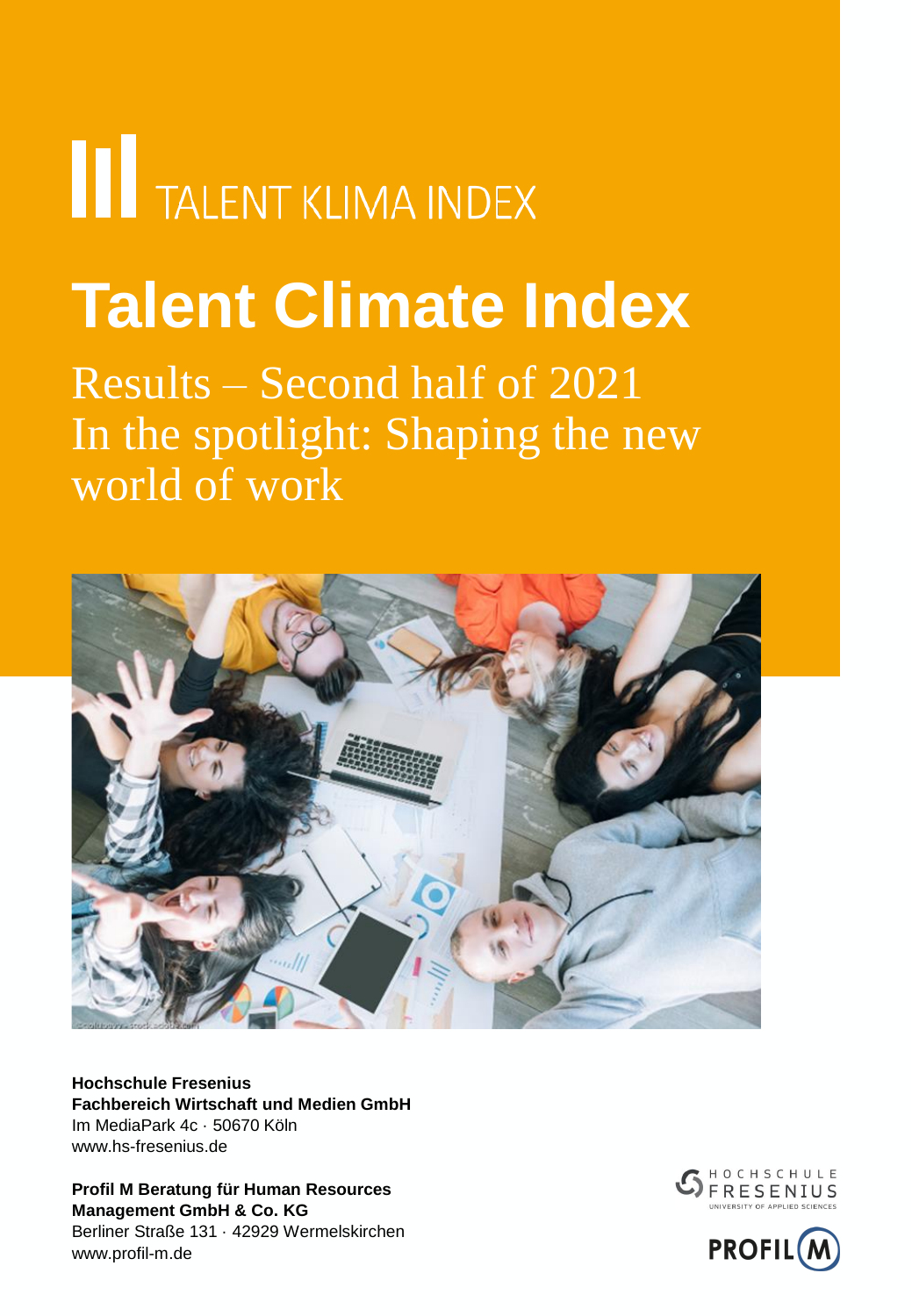TALENT KLIMA INDEX

# Talent Climate Index

## Results – Second half of 2021
## In the spotlight: Shaping the new world of work

**Hochschule Fresenius**
**Fachbereich Wirtschaft und Medien GmbH**
Im MediaPark 4c · 50670 Köln
www.hs-fresenius.de

**Profil M Beratung für Human Resources Management GmbH & Co. KG**
Berliner Straße 131 · 42929 Wermelskirchen
www.profil-m.de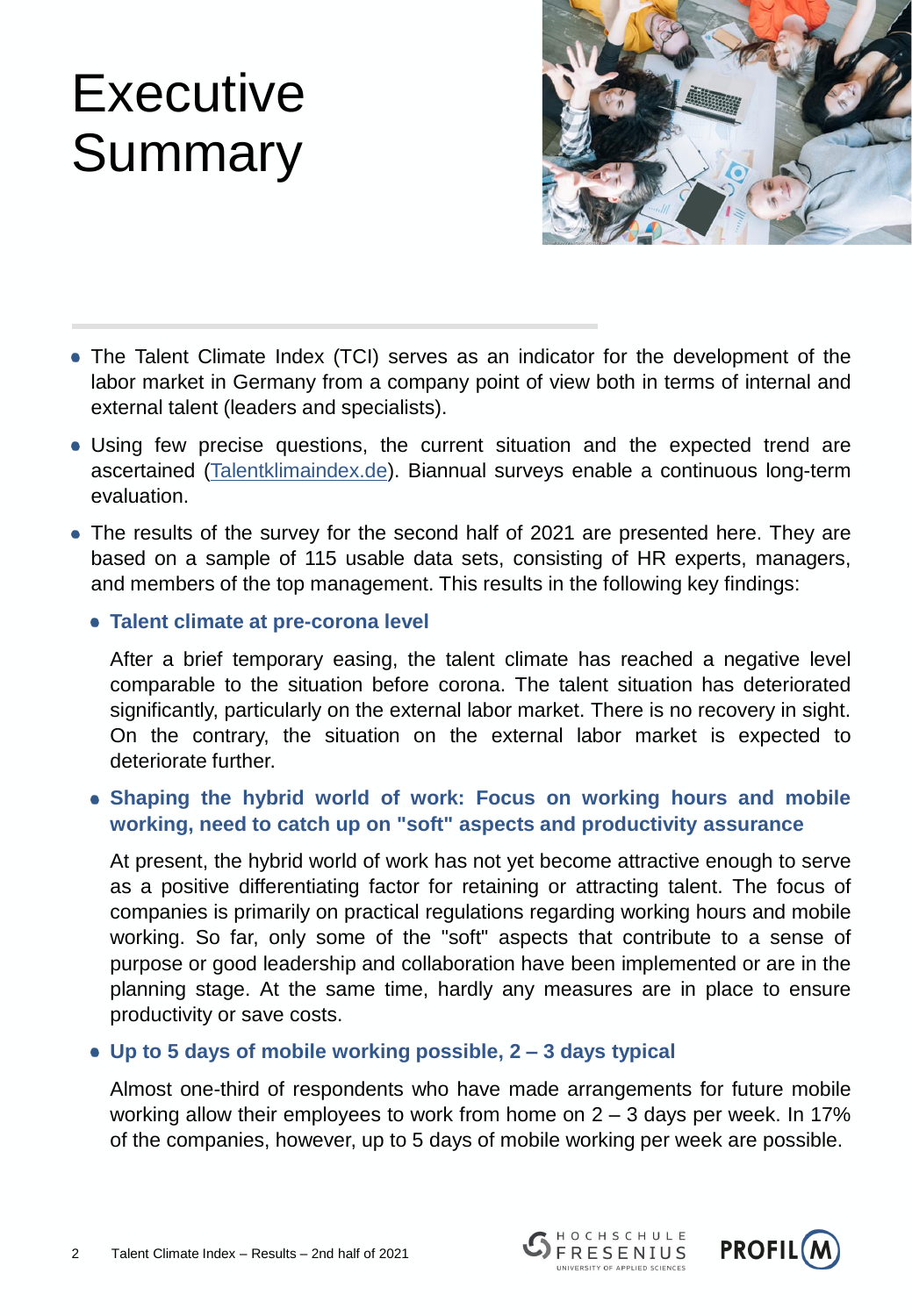# Executive Summary

- The Talent Climate Index (TCI) serves as an indicator for the development of the labor market in Germany from a company point of view both in terms of internal and external talent (leaders and specialists).
- Using few precise questions, the current situation and the expected trend are ascertained ([Talentklimaindex.de](Talentklimaindex.de)). Biannual surveys enable a continuous long-term evaluation.
- The results of the survey for the second half of 2021 are presented here. They are based on a sample of 115 usable data sets, consisting of HR experts, managers, and members of the top management. This results in the following key findings:
  - **Talent climate at pre-corona level**

    After a brief temporary easing, the talent climate has reached a negative level comparable to the situation before corona. The talent situation has deteriorated significantly, particularly on the external labor market. There is no recovery in sight. On the contrary, the situation on the external labor market is expected to deteriorate further.

  - **Shaping the hybrid world of work: Focus on working hours and mobile working, need to catch up on "soft" aspects and productivity assurance**

    At present, the hybrid world of work has not yet become attractive enough to serve as a positive differentiating factor for retaining or attracting talent. The focus of companies is primarily on practical regulations regarding working hours and mobile working. So far, only some of the "soft" aspects that contribute to a sense of purpose or good leadership and collaboration have been implemented or are in the planning stage. At the same time, hardly any measures are in place to ensure productivity or save costs.

  - **Up to 5 days of mobile working possible, 2 – 3 days typical**

    Almost one-third of respondents who have made arrangements for future mobile working allow their employees to work from home on 2 – 3 days per week. In 17% of the companies, however, up to 5 days of mobile working per week are possible.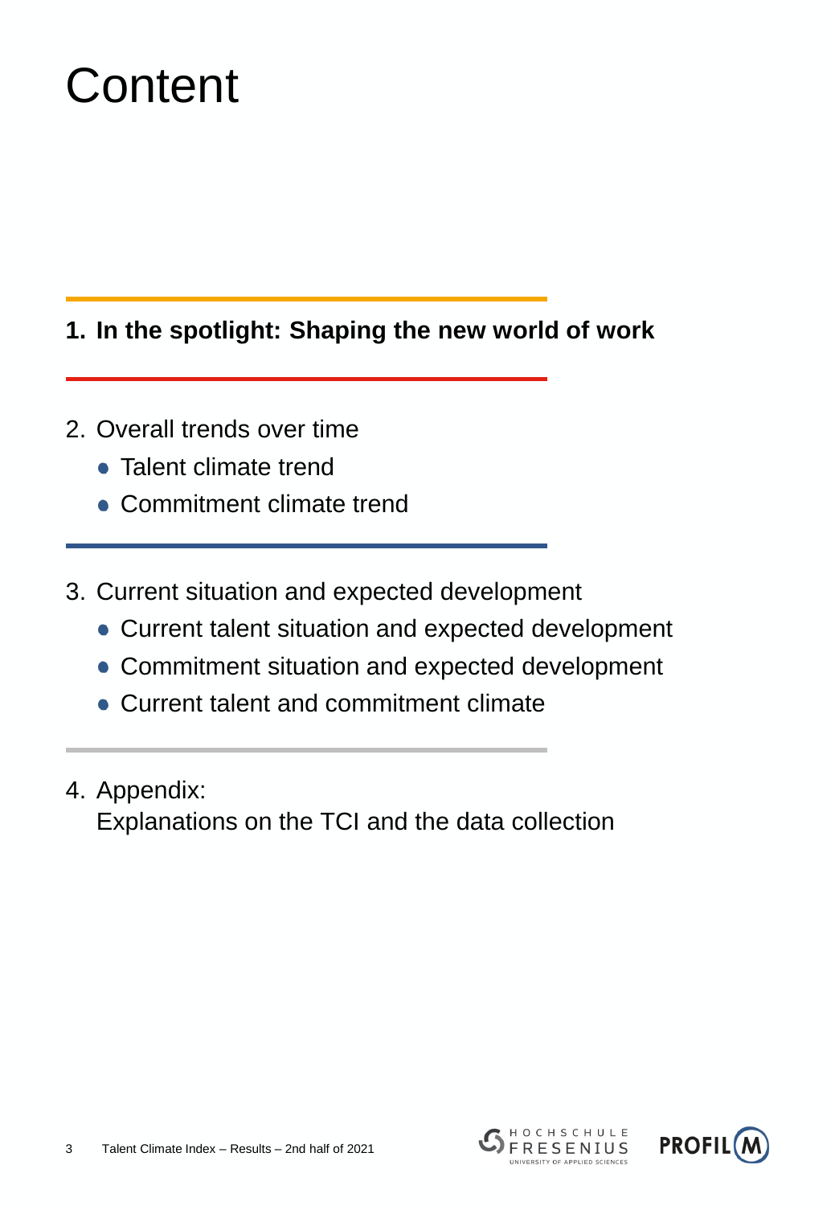# Content

**1. In the spotlight: Shaping the new world of work**

2. Overall trends over time
   - Talent climate trend
   - Commitment climate trend

3. Current situation and expected development
   - Current talent situation and expected development
   - Commitment situation and expected development
   - Current talent and commitment climate

4. Appendix:
   Explanations on the TCI and the data collection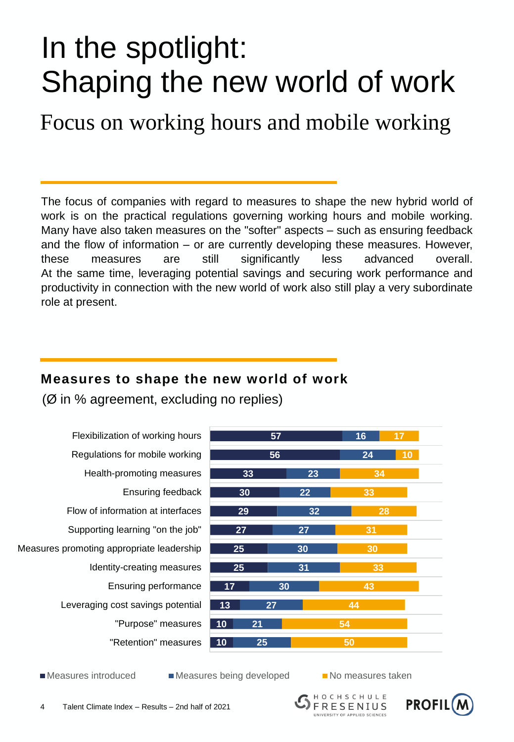# In the spotlight: Shaping the new world of work

## Focus on working hours and mobile working

The focus of companies with regard to measures to shape the new hybrid world of work is on the practical regulations governing working hours and mobile working. Many have also taken measures on the "softer" aspects – such as ensuring feedback and the flow of information – or are currently developing these measures. However, these measures are still significantly less advanced overall. At the same time, leveraging potential savings and securing work performance and productivity in connection with the new world of work also still play a very subordinate role at present.

### Measures to shape the new world of work

(Ø in % agreement, excluding no replies)

| | Measures introduced | Measures being developed | No measures taken |
|---|---|---|---|
| Flexibilization of working hours | 57 | 16 | 17 |
| Regulations for mobile working | 56 | 24 | 10 |
| Health-promoting measures | 33 | 23 | 34 |
| Ensuring feedback | 30 | 22 | 33 |
| Flow of information at interfaces | 29 | 32 | 28 |
| Supporting learning "on the job" | 27 | 27 | 31 |
| Measures promoting appropriate leadership | 25 | 30 | 30 |
| Identity-creating measures | 25 | 31 | 33 |
| Ensuring performance | 17 | 30 | 43 |
| Leveraging cost savings potential | 13 | 27 | 44 |
| "Purpose" measures | 10 | 21 | 54 |
| "Retention" measures | 10 | 25 | 50 |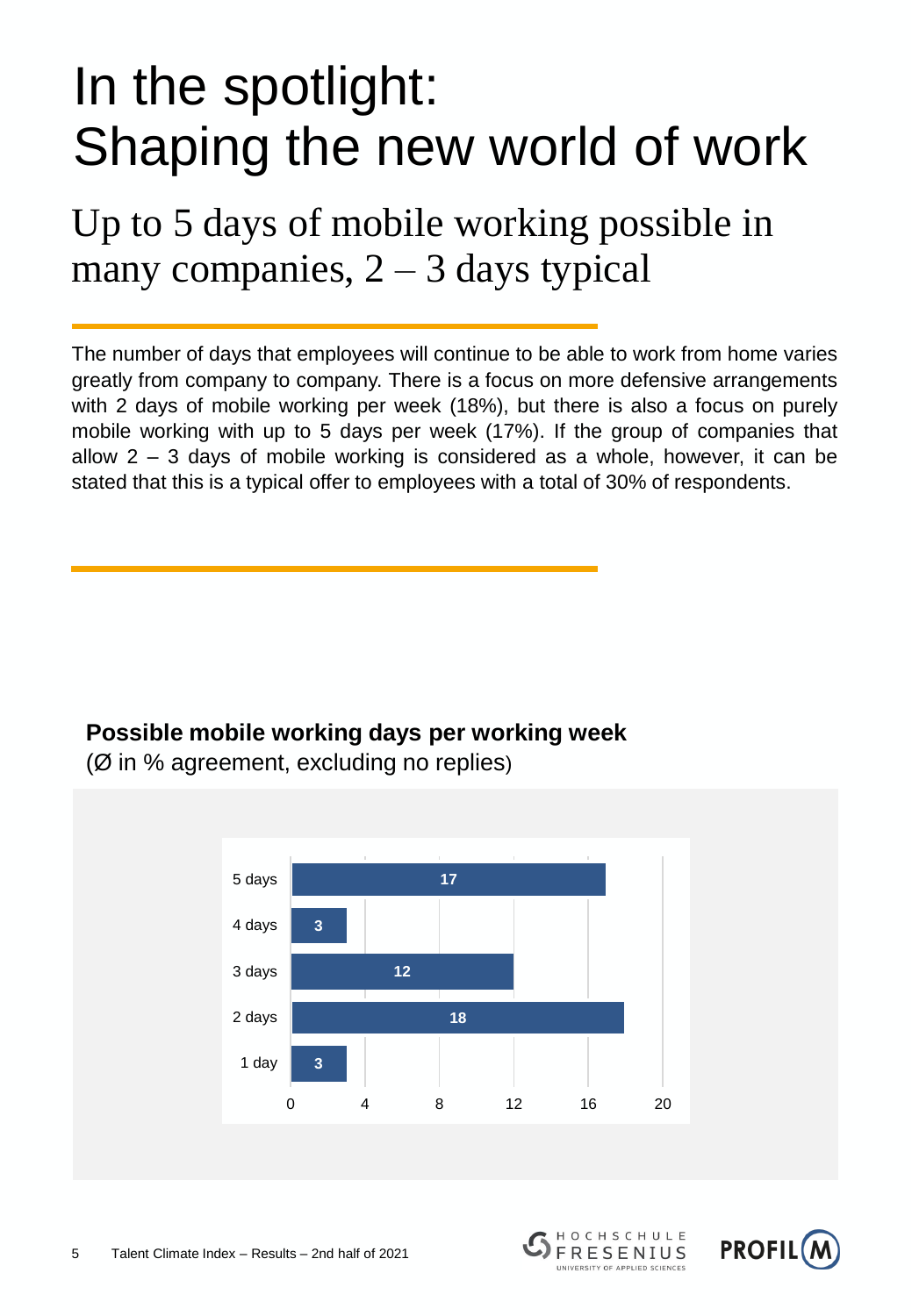# In the spotlight: Shaping the new world of work

## Up to 5 days of mobile working possible in many companies, 2 – 3 days typical

The number of days that employees will continue to be able to work from home varies greatly from company to company. There is a focus on more defensive arrangements with 2 days of mobile working per week (18%), but there is also a focus on purely mobile working with up to 5 days per week (17%). If the group of companies that allow 2 – 3 days of mobile working is considered as a whole, however, it can be stated that this is a typical offer to employees with a total of 30% of respondents.

**Possible mobile working days per working week**
(Ø in % agreement, excluding no replies)

| Days | % |
|---|---|
| 5 days | 17 |
| 4 days | 3 |
| 3 days | 12 |
| 2 days | 18 |
| 1 day | 3 |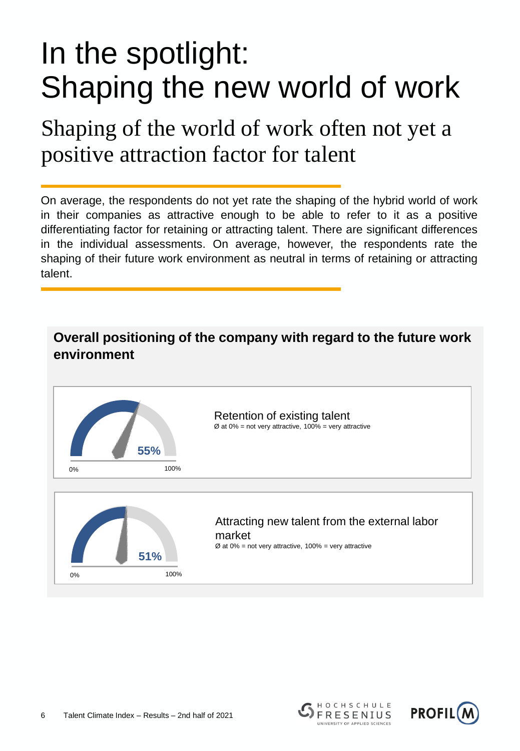# In the spotlight: Shaping the new world of work

## Shaping of the world of work often not yet a positive attraction factor for talent

On average, the respondents do not yet rate the shaping of the hybrid world of work in their companies as attractive enough to be able to refer to it as a positive differentiating factor for retaining or attracting talent. There are significant differences in the individual assessments. On average, however, the respondents rate the shaping of their future work environment as neutral in terms of retaining or attracting talent.

### Overall positioning of the company with regard to the future work environment

55%

0% 100%

Retention of existing talent
Ø at 0% = not very attractive, 100% = very attractive

51%

0% 100%

Attracting new talent from the external labor market
Ø at 0% = not very attractive, 100% = very attractive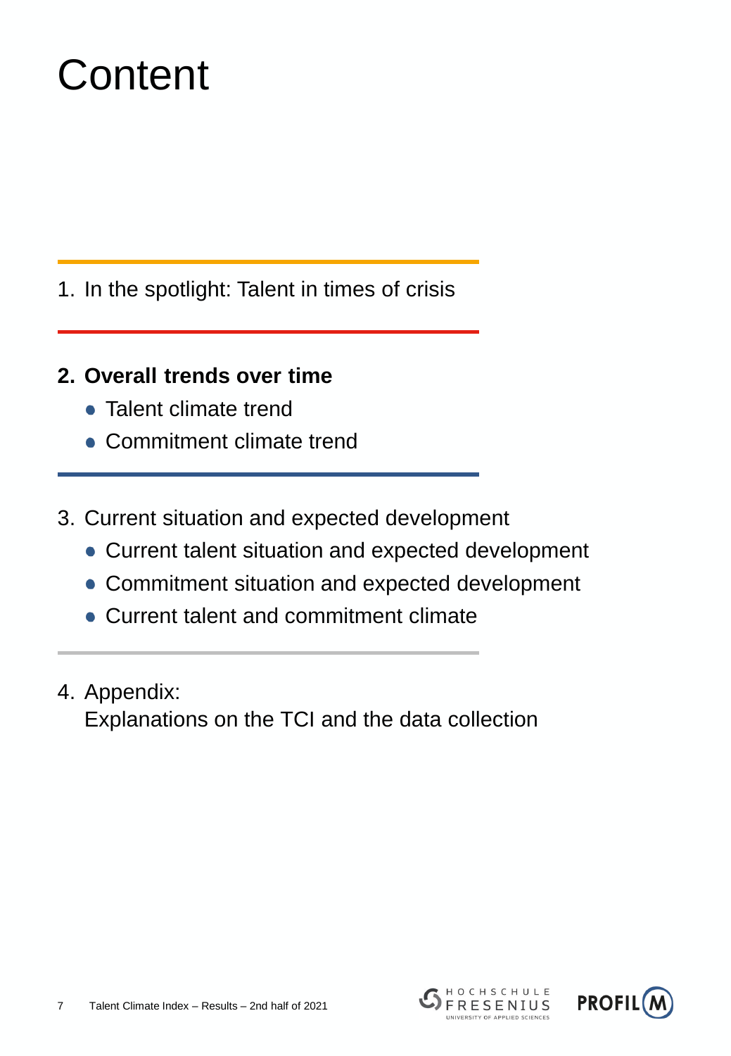# Content

1. In the spotlight: Talent in times of crisis

2. **Overall trends over time**
   - Talent climate trend
   - Commitment climate trend

3. Current situation and expected development
   - Current talent situation and expected development
   - Commitment situation and expected development
   - Current talent and commitment climate

4. Appendix:
   Explanations on the TCI and the data collection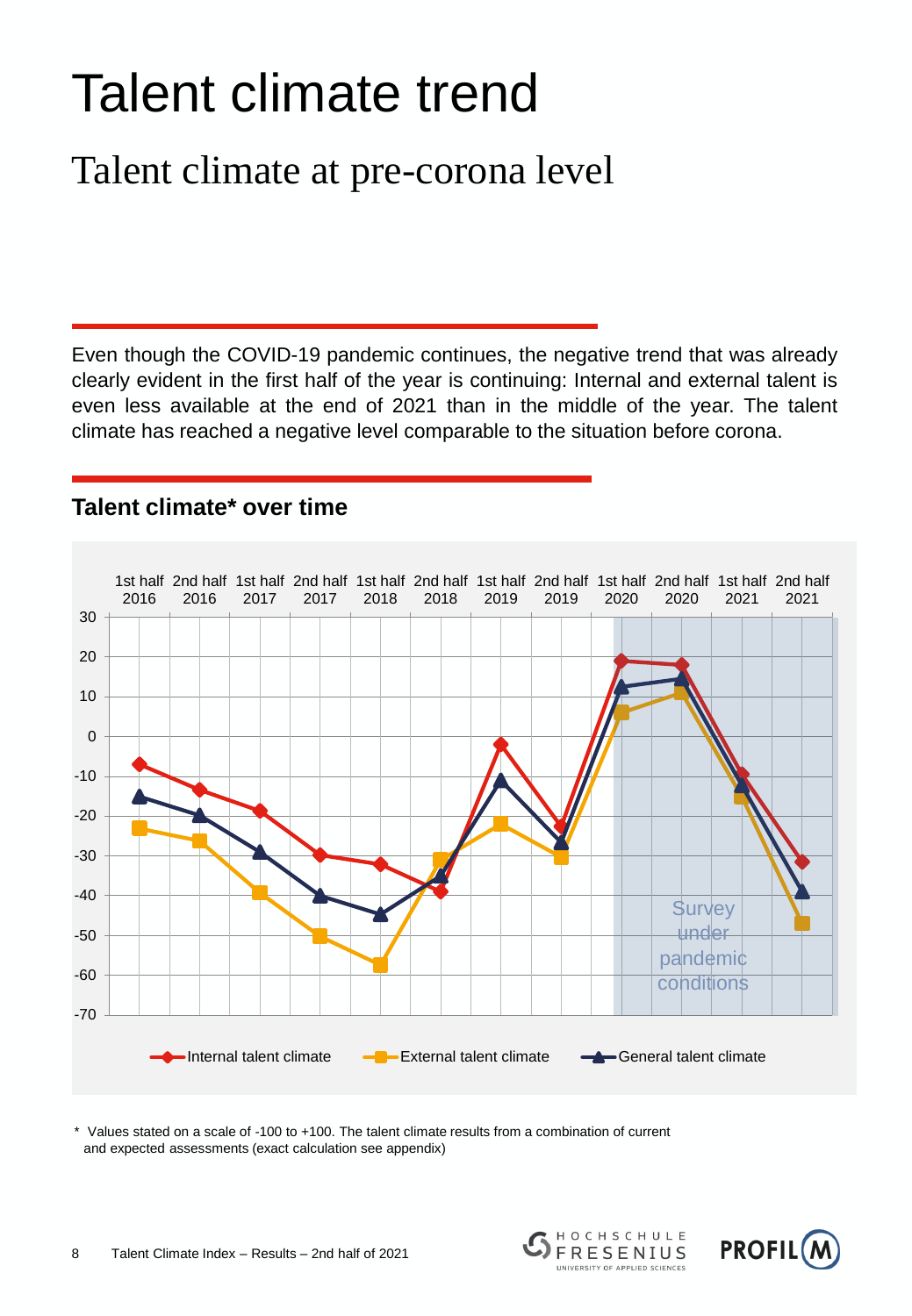# Talent climate trend

## Talent climate at pre-corona level

Even though the COVID-19 pandemic continues, the negative trend that was already clearly evident in the first half of the year is continuing: Internal and external talent is even less available at the end of 2021 than in the middle of the year. The talent climate has reached a negative level comparable to the situation before corona.

### Talent climate* over time

\* Values stated on a scale of -100 to +100. The talent climate results from a combination of current and expected assessments (exact calculation see appendix)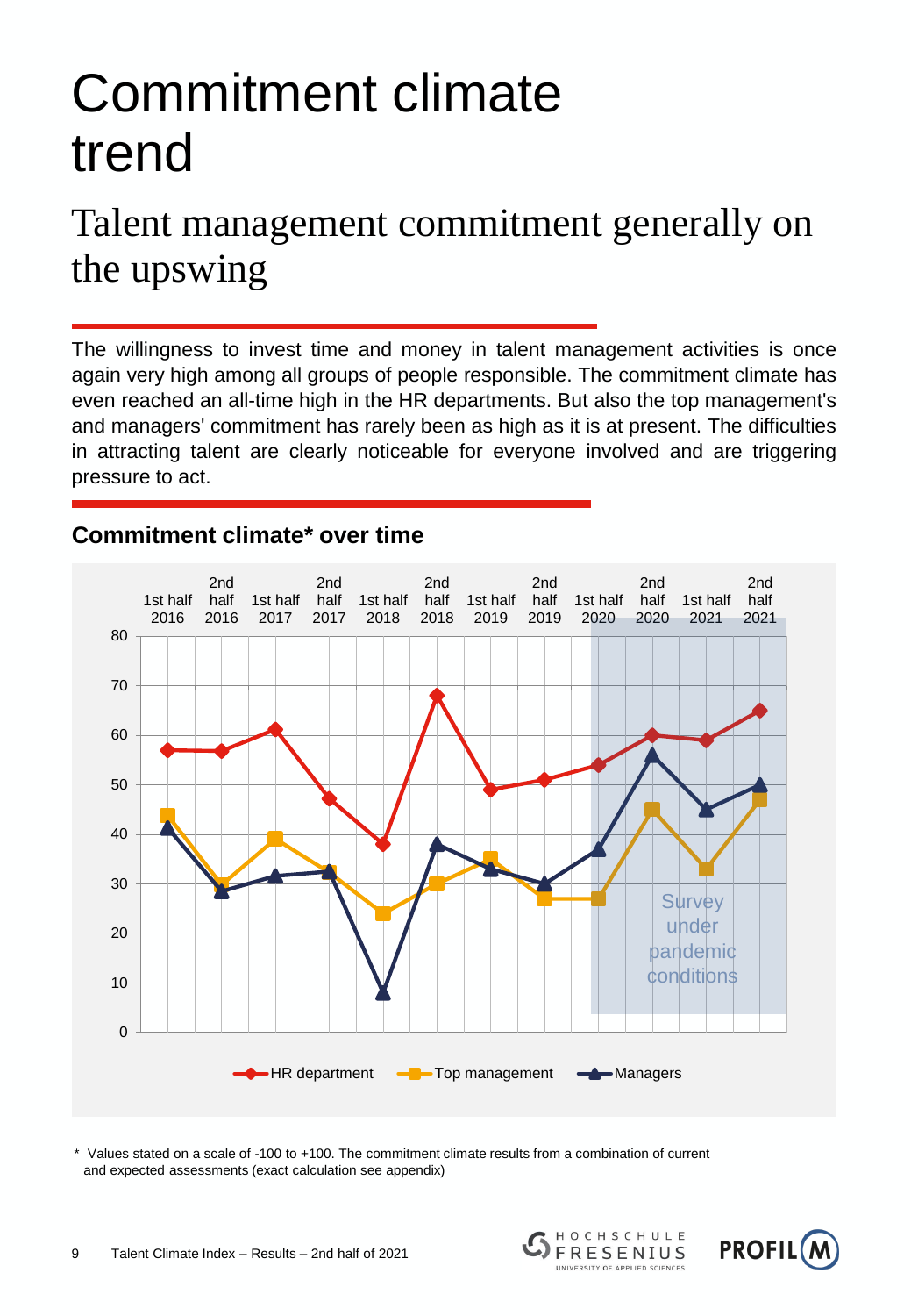# Commitment climate trend

## Talent management commitment generally on the upswing

The willingness to invest time and money in talent management activities is once again very high among all groups of people responsible. The commitment climate has even reached an all-time high in the HR departments. But also the top management's and managers' commitment has rarely been as high as it is at present. The difficulties in attracting talent are clearly noticeable for everyone involved and are triggering pressure to act.

### Commitment climate* over time

\* Values stated on a scale of -100 to +100. The commitment climate results from a combination of current and expected assessments (exact calculation see appendix)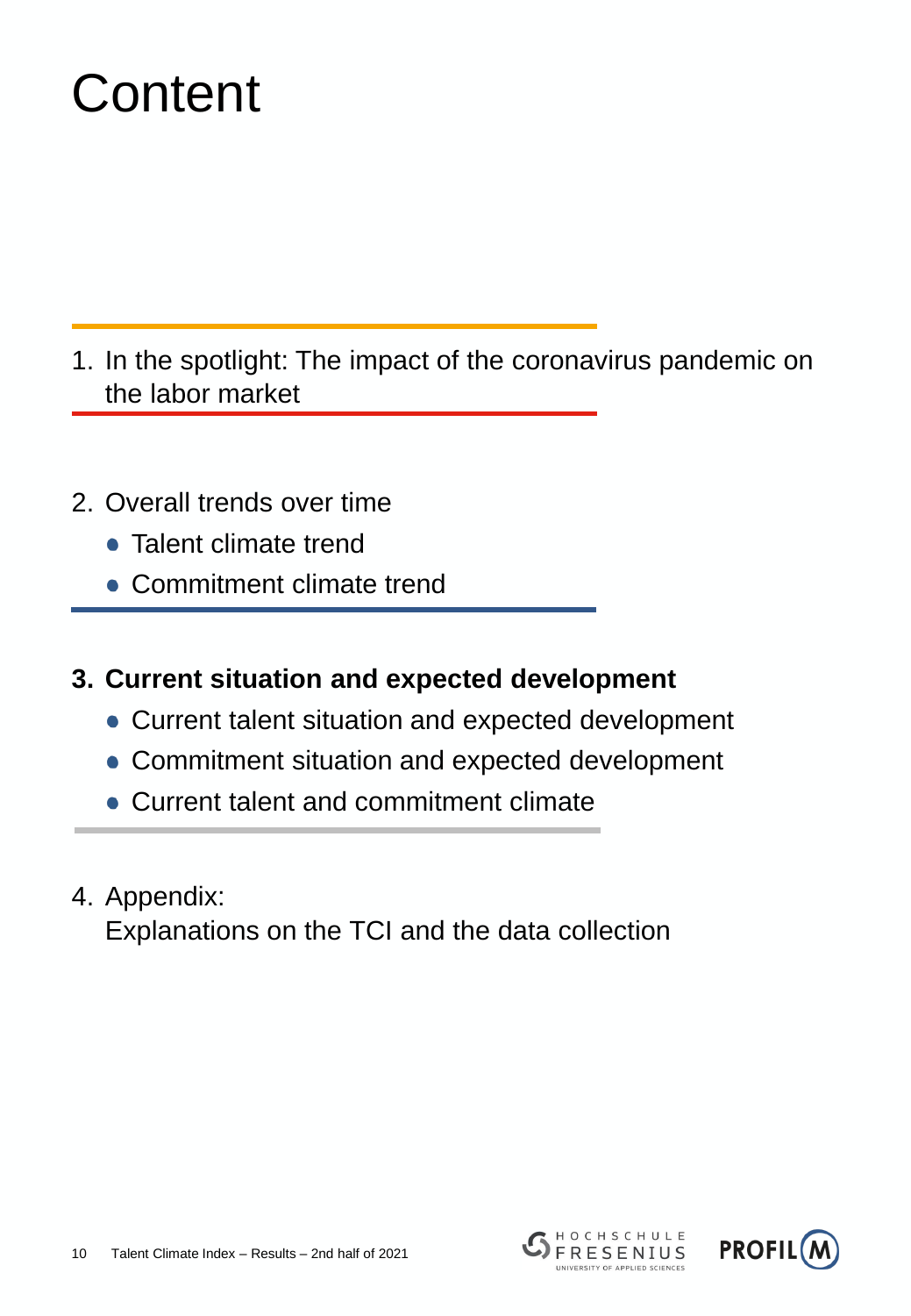# Content

1. In the spotlight: The impact of the coronavirus pandemic on the labor market

2. Overall trends over time
   - Talent climate trend
   - Commitment climate trend

3. **Current situation and expected development**
   - Current talent situation and expected development
   - Commitment situation and expected development
   - Current talent and commitment climate

4. Appendix:
   Explanations on the TCI and the data collection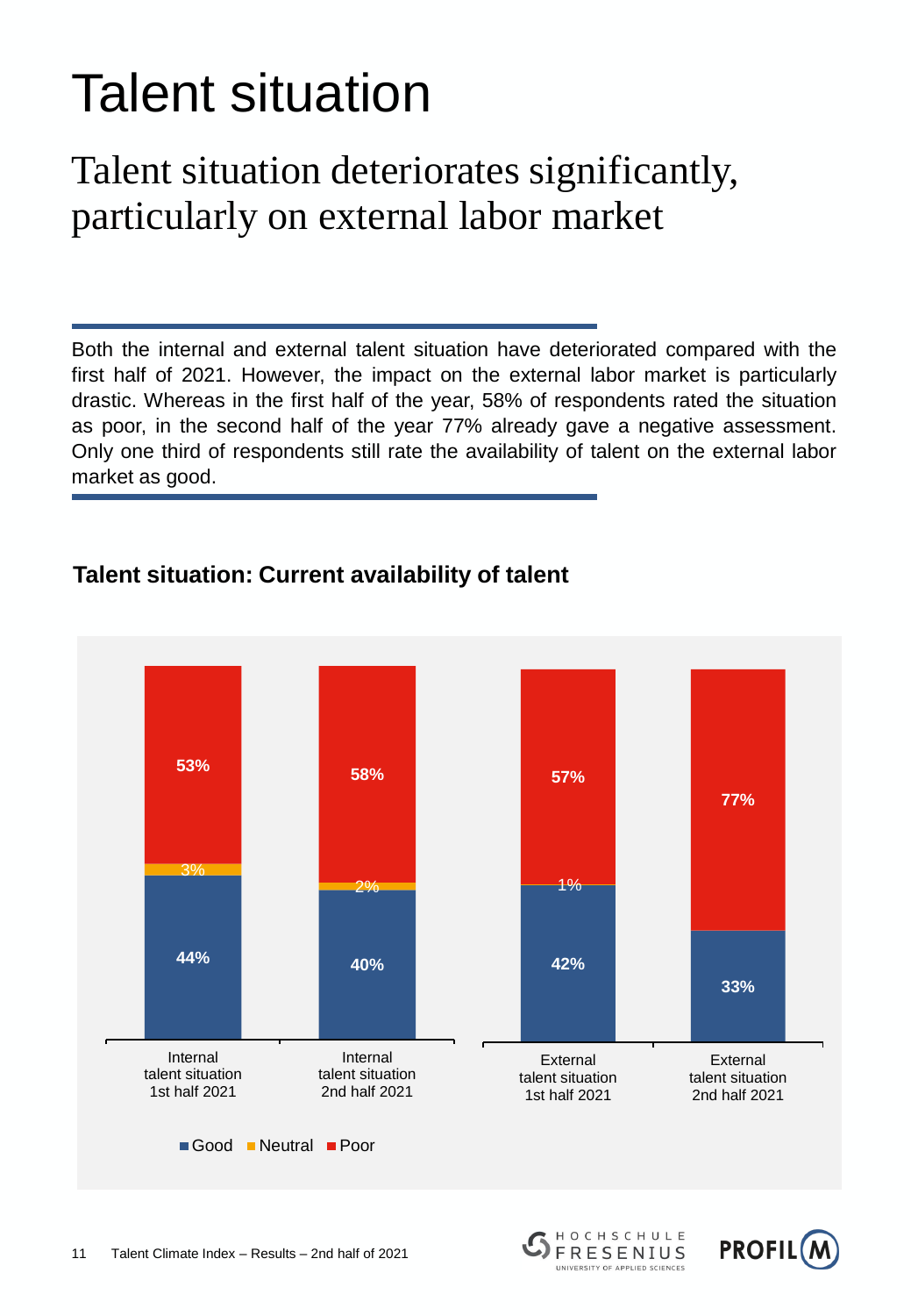# Talent situation

## Talent situation deteriorates significantly, particularly on external labor market

Both the internal and external talent situation have deteriorated compared with the first half of 2021. However, the impact on the external labor market is particularly drastic. Whereas in the first half of the year, 58% of respondents rated the situation as poor, in the second half of the year 77% already gave a negative assessment. Only one third of respondents still rate the availability of talent on the external labor market as good.

**Talent situation: Current availability of talent**

| | Good | Neutral | Poor |
|---|---|---|---|
| Internal talent situation 1st half 2021 | 44% | 3% | 53% |
| Internal talent situation 2nd half 2021 | 40% | 2% | 58% |
| External talent situation 1st half 2021 | 42% | 1% | 57% |
| External talent situation 2nd half 2021 | 33% | | 77% |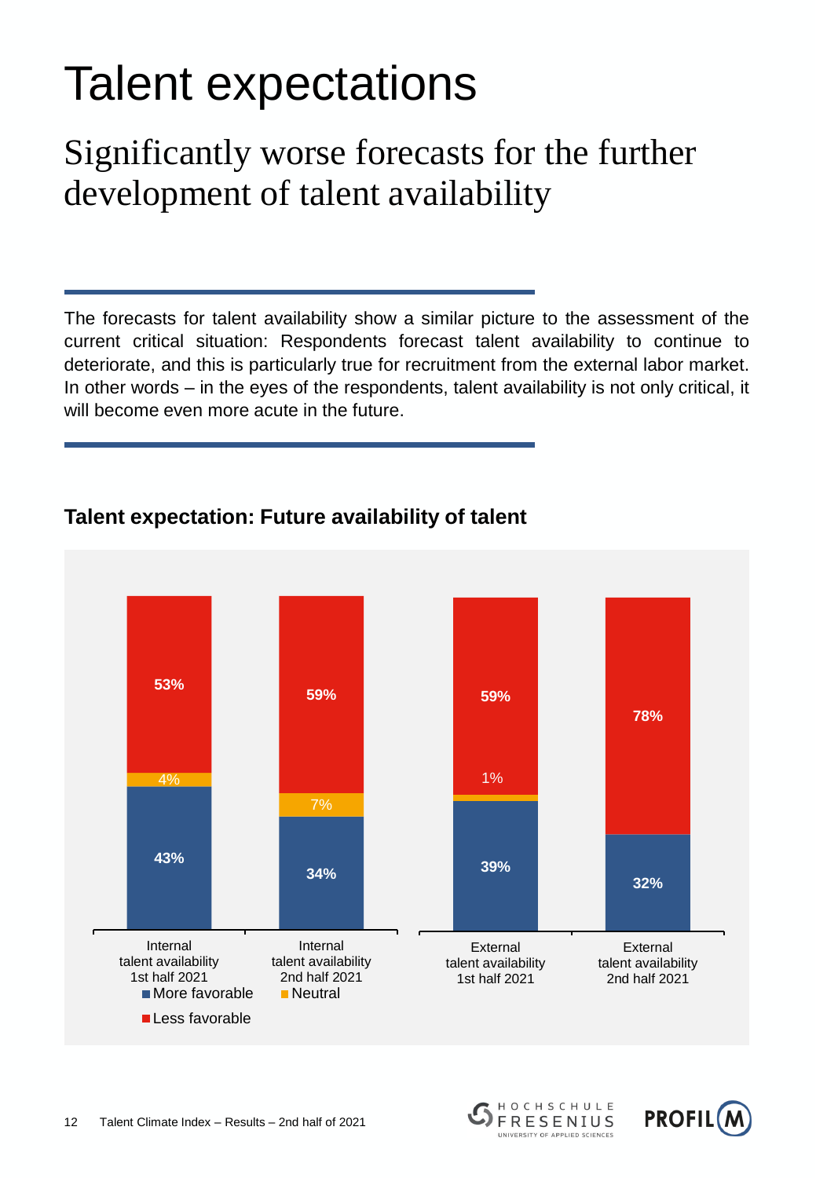# Talent expectations

## Significantly worse forecasts for the further development of talent availability

The forecasts for talent availability show a similar picture to the assessment of the current critical situation: Respondents forecast talent availability to continue to deteriorate, and this is particularly true for recruitment from the external labor market. In other words – in the eyes of the respondents, talent availability is not only critical, it will become even more acute in the future.

### Talent expectation: Future availability of talent

| | Internal talent availability 1st half 2021 | Internal talent availability 2nd half 2021 | External talent availability 1st half 2021 | External talent availability 2nd half 2021 |
|---|---|---|---|---|
| Less favorable | 53% | 59% | 59% | 78% |
| Neutral | 4% | 7% | 1% | |
| More favorable | 43% | 34% | 39% | 32% |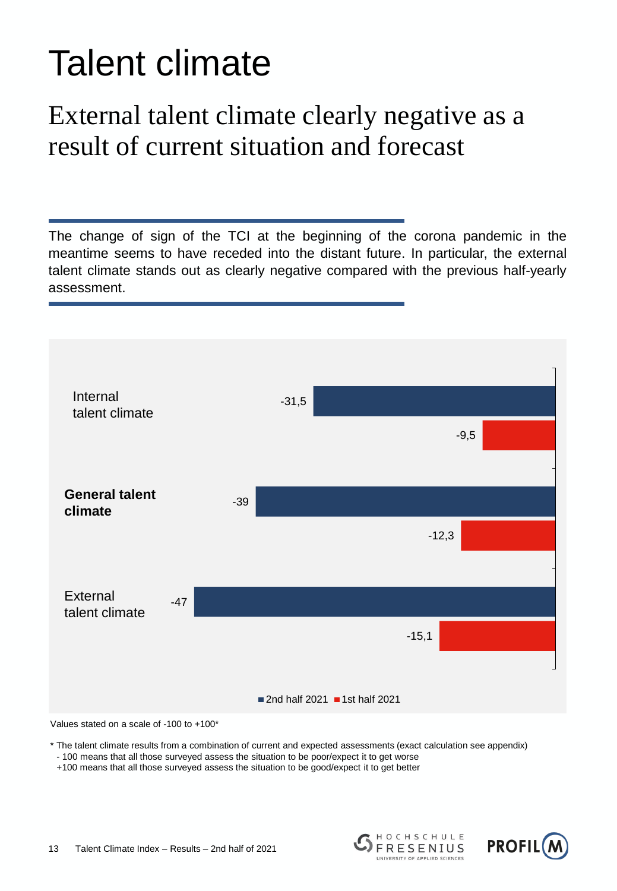# Talent climate

## External talent climate clearly negative as a result of current situation and forecast

The change of sign of the TCI at the beginning of the corona pandemic in the meantime seems to have receded into the distant future. In particular, the external talent climate stands out as clearly negative compared with the previous half-yearly assessment.

| | 2nd half 2021 | 1st half 2021 |
|---|---|---|
| Internal talent climate | -31,5 | -9,5 |
| **General talent climate** | -39 | -12,3 |
| External talent climate | -47 | -15,1 |

Values stated on a scale of -100 to +100*

\* The talent climate results from a combination of current and expected assessments (exact calculation see appendix)
 - 100 means that all those surveyed assess the situation to be poor/expect it to get worse
 +100 means that all those surveyed assess the situation to be good/expect it to get better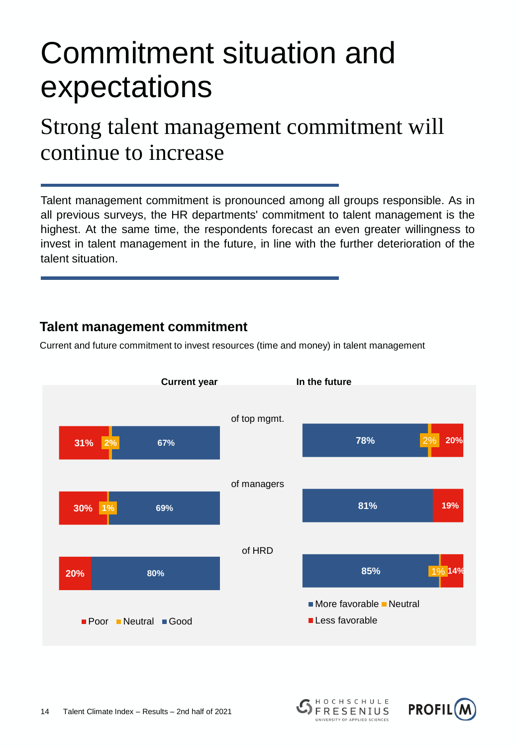# Commitment situation and expectations

## Strong talent management commitment will continue to increase

Talent management commitment is pronounced among all groups responsible. As in all previous surveys, the HR departments' commitment to talent management is the highest. At the same time, the respondents forecast an even greater willingness to invest in talent management in the future, in line with the further deterioration of the talent situation.

### Talent management commitment

Current and future commitment to invest resources (time and money) in talent management

| | Current year: Poor | Current year: Neutral | Current year: Good | In the future: More favorable | In the future: Neutral | In the future: Less favorable |
|---|---|---|---|---|---|---|
| of top mgmt. | 31% | 2% | 67% | 78% | 2% | 20% |
| of managers | 30% | 1% | 69% | 81% | | 19% |
| of HRD | 20% | | 80% | 85% | 1% | 14% |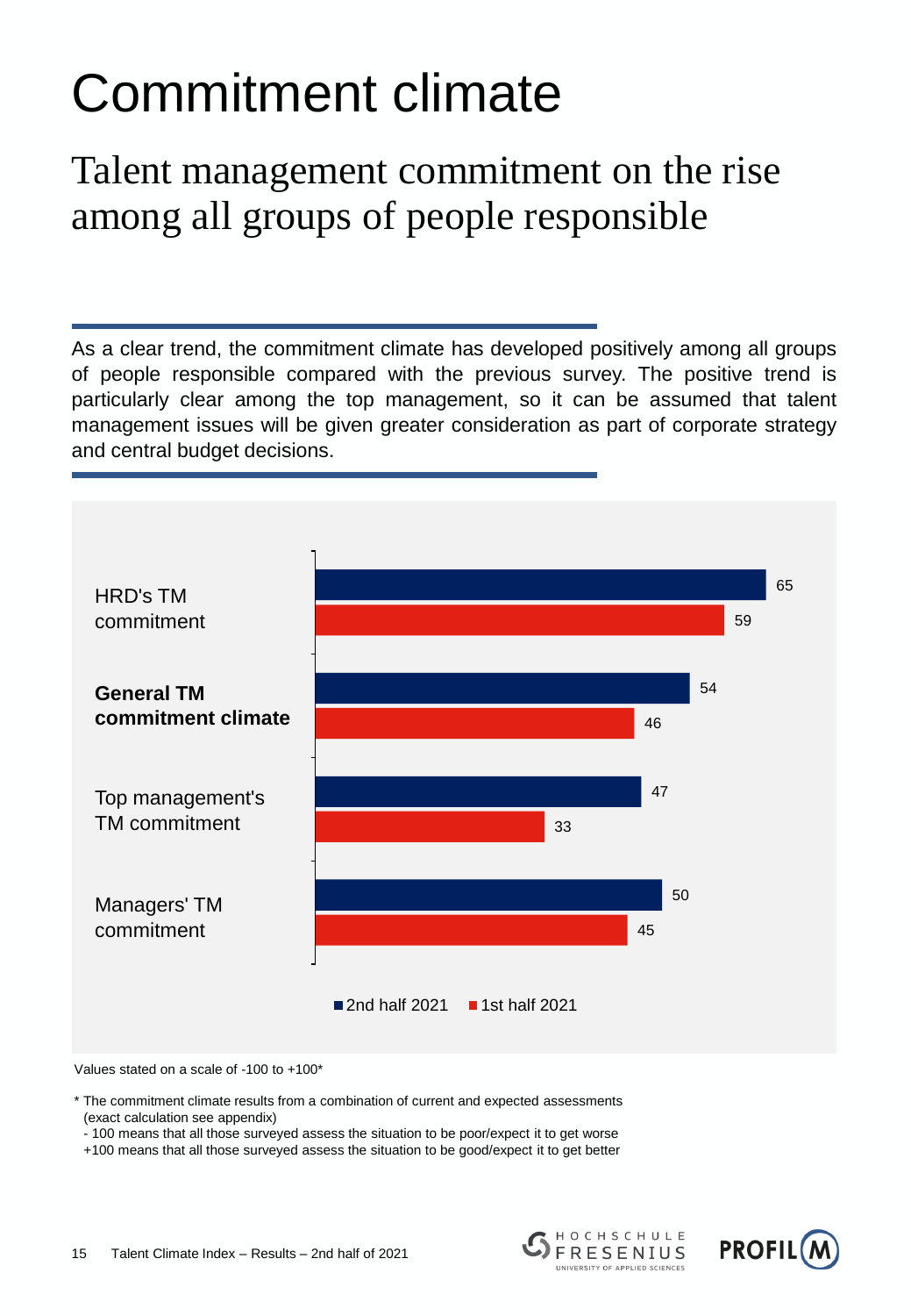# Commitment climate

## Talent management commitment on the rise among all groups of people responsible

As a clear trend, the commitment climate has developed positively among all groups of people responsible compared with the previous survey. The positive trend is particularly clear among the top management, so it can be assumed that talent management issues will be given greater consideration as part of corporate strategy and central budget decisions.

| | 2nd half 2021 | 1st half 2021 |
|---|---|---|
| HRD's TM commitment | 65 | 59 |
| **General TM commitment climate** | 54 | 46 |
| Top management's TM commitment | 47 | 33 |
| Managers' TM commitment | 50 | 45 |

Values stated on a scale of -100 to +100*

\* The commitment climate results from a combination of current and expected assessments (exact calculation see appendix)
-100 means that all those surveyed assess the situation to be poor/expect it to get worse
+100 means that all those surveyed assess the situation to be good/expect it to get better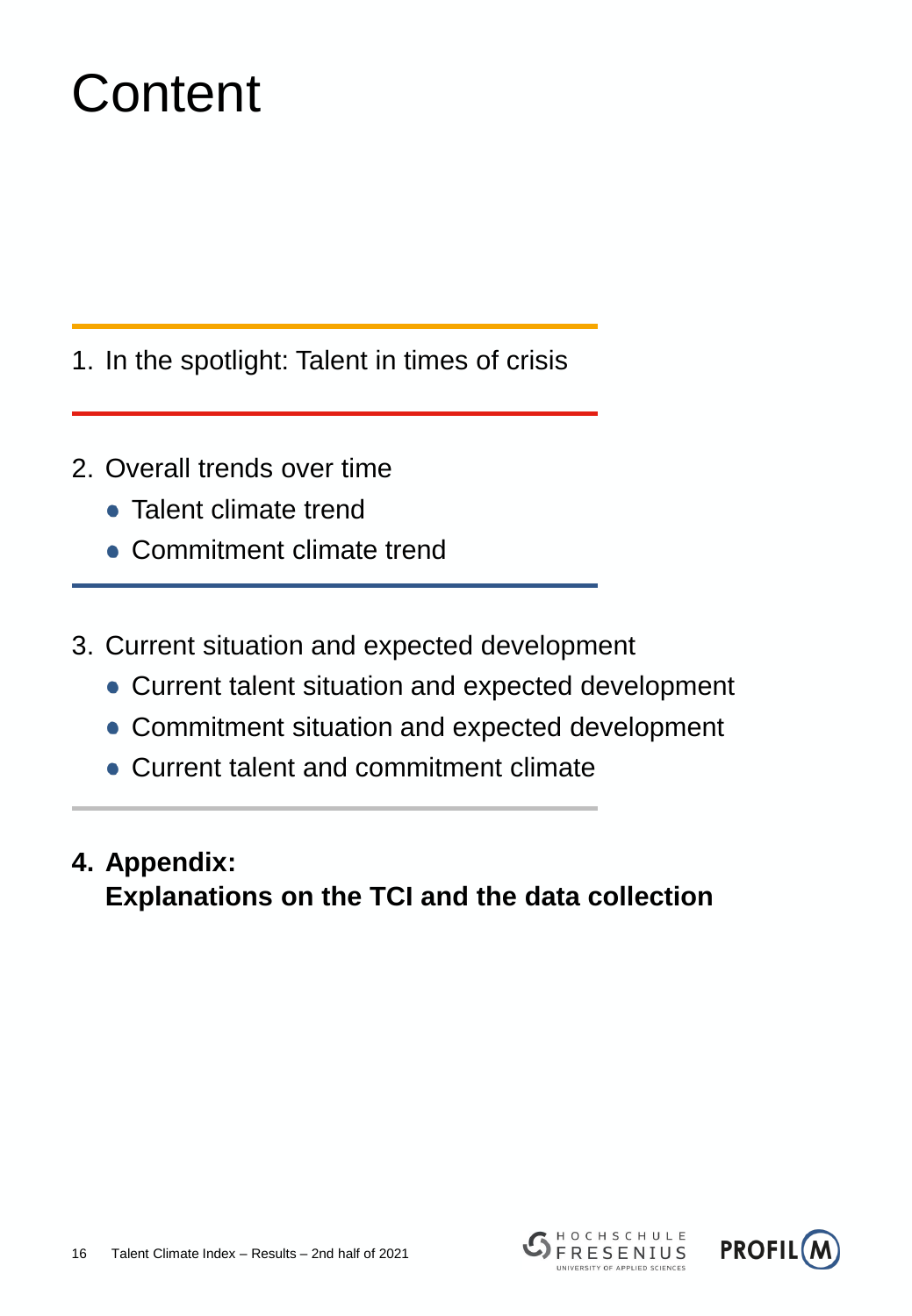# Content

1. In the spotlight: Talent in times of crisis

2. Overall trends over time
   - Talent climate trend
   - Commitment climate trend

3. Current situation and expected development
   - Current talent situation and expected development
   - Commitment situation and expected development
   - Current talent and commitment climate

4. **Appendix:**
   **Explanations on the TCI and the data collection**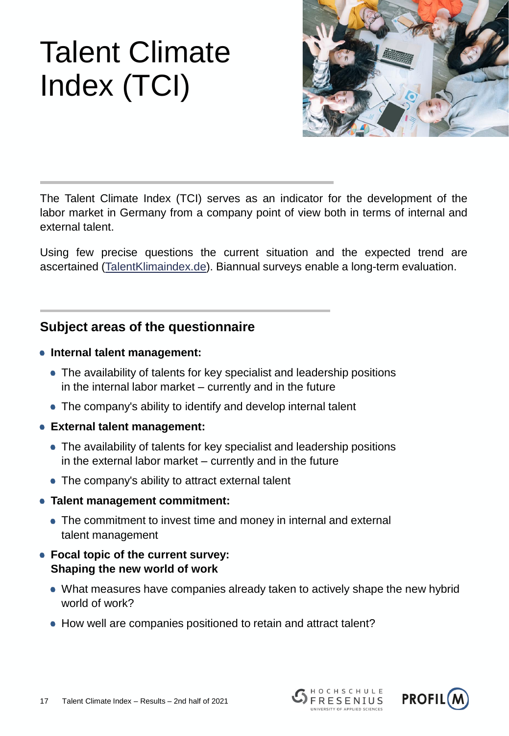# Talent Climate Index (TCI)

The Talent Climate Index (TCI) serves as an indicator for the development of the labor market in Germany from a company point of view both in terms of internal and external talent.

Using few precise questions the current situation and the expected trend are ascertained (TalentKlimaindex.de). Biannual surveys enable a long-term evaluation.

## Subject areas of the questionnaire

- **Internal talent management:**
  - The availability of talents for key specialist and leadership positions in the internal labor market – currently and in the future
  - The company's ability to identify and develop internal talent
- **External talent management:**
  - The availability of talents for key specialist and leadership positions in the external labor market – currently and in the future
  - The company's ability to attract external talent
- **Talent management commitment:**
  - The commitment to invest time and money in internal and external talent management
- **Focal topic of the current survey: Shaping the new world of work**
  - What measures have companies already taken to actively shape the new hybrid world of work?
  - How well are companies positioned to retain and attract talent?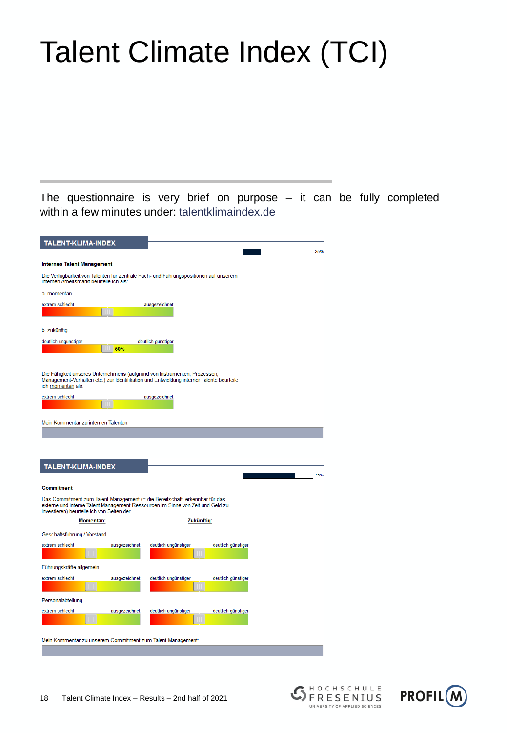# Talent Climate Index (TCI)

The questionnaire is very brief on purpose – it can be fully completed within a few minutes under: talentklimaindex.de

**TALENT-KLIMA-INDEX**

25%

**Internes Talent Management**

Die Verfügbarkeit von Talenten für zentrale Fach- und Führungspositionen auf unserem internen Arbeitsmarkt beurteile ich als:

a. momentan

extrem schlecht — ausgezeichnet

b. zukünftig

deutlich ungünstiger — deutlich günstiger

50%

Die Fähigkeit unseres Unternehmens (aufgrund von Instrumenten, Prozessen, Management-Verhalten etc.) zur Identifikation und Entwicklung interner Talente beurteile ich momentan als:

extrem schlecht — ausgezeichnet

Mein Kommentar zu internen Talenten:

**TALENT-KLIMA-INDEX**

75%

**Commitment**

Das Commitment zum Talent-Management (= die Bereitschaft, erkennbar für das externe und interne Talent Management Ressourcen im Sinne von Zeit und Geld zu investieren) beurteile ich von Seiten der…

| | **Momentan:** | **Zukünftig:** |
|---|---|---|
| Geschäftsführung / Vorstand | extrem schlecht — ausgezeichnet | deutlich ungünstiger — deutlich günstiger |
| Führungskräfte allgemein | extrem schlecht — ausgezeichnet | deutlich ungünstiger — deutlich günstiger |
| Personalabteilung | extrem schlecht — ausgezeichnet | deutlich ungünstiger — deutlich günstiger |

Mein Kommentar zu unserem Commitment zum Talent-Management: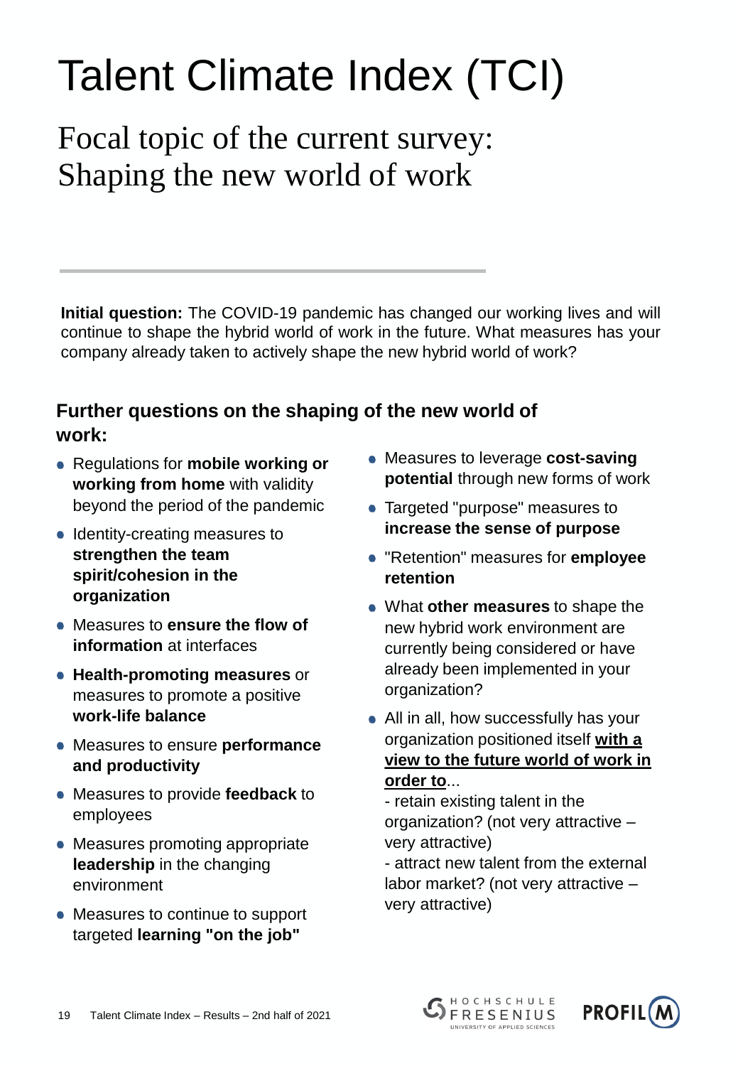# Talent Climate Index (TCI)

## Focal topic of the current survey: Shaping the new world of work

**Initial question:** The COVID-19 pandemic has changed our working lives and will continue to shape the hybrid world of work in the future. What measures has your company already taken to actively shape the new hybrid world of work?

### Further questions on the shaping of the new world of work:

- Regulations for **mobile working or working from home** with validity beyond the period of the pandemic
- Identity-creating measures to **strengthen the team spirit/cohesion in the organization**
- Measures to **ensure the flow of information** at interfaces
- **Health-promoting measures** or measures to promote a positive **work-life balance**
- Measures to ensure **performance and productivity**
- Measures to provide **feedback** to employees
- Measures promoting appropriate **leadership** in the changing environment
- Measures to continue to support targeted **learning "on the job"**
- Measures to leverage **cost-saving potential** through new forms of work
- Targeted "purpose" measures to **increase the sense of purpose**
- "Retention" measures for **employee retention**
- What **other measures** to shape the new hybrid work environment are currently being considered or have already been implemented in your organization?
- All in all, how successfully has your organization positioned itself **with a view to the future world of work in order to**...
  - retain existing talent in the organization? (not very attractive – very attractive)
  - attract new talent from the external labor market? (not very attractive – very attractive)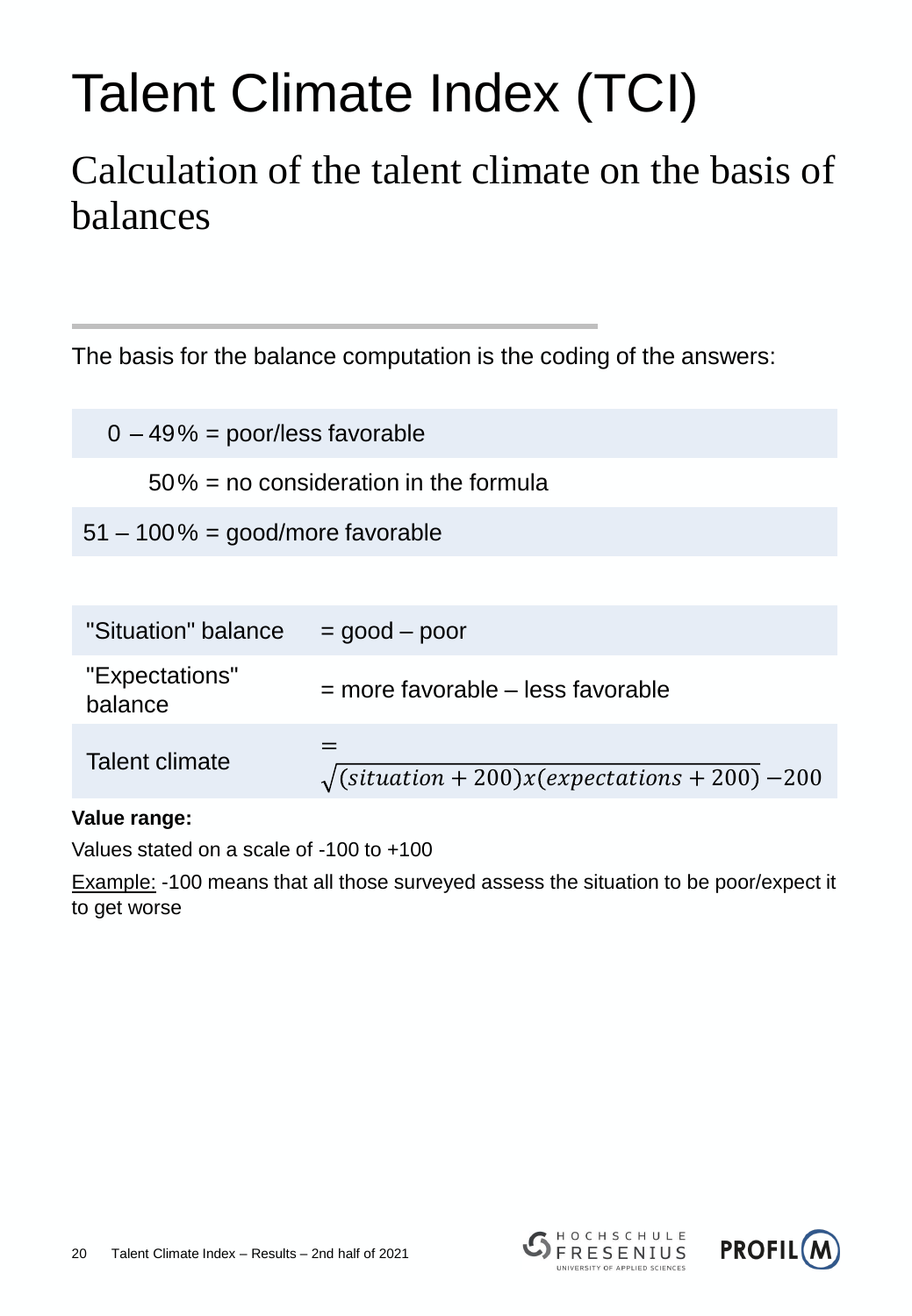# Talent Climate Index (TCI)

## Calculation of the talent climate on the basis of balances

The basis for the balance computation is the coding of the answers:

| |
|---|
| 0 – 49% = poor/less favorable |
| 50% = no consideration in the formula |
| 51 – 100% = good/more favorable |

| | |
|---|---|
| "Situation" balance | = good – poor |
| "Expectations" balance | = more favorable – less favorable |
| Talent climate | $= \sqrt{(situation + 200)x(expectations + 200)} - 200$ |

**Value range:**

Values stated on a scale of -100 to +100

Example: -100 means that all those surveyed assess the situation to be poor/expect it to get worse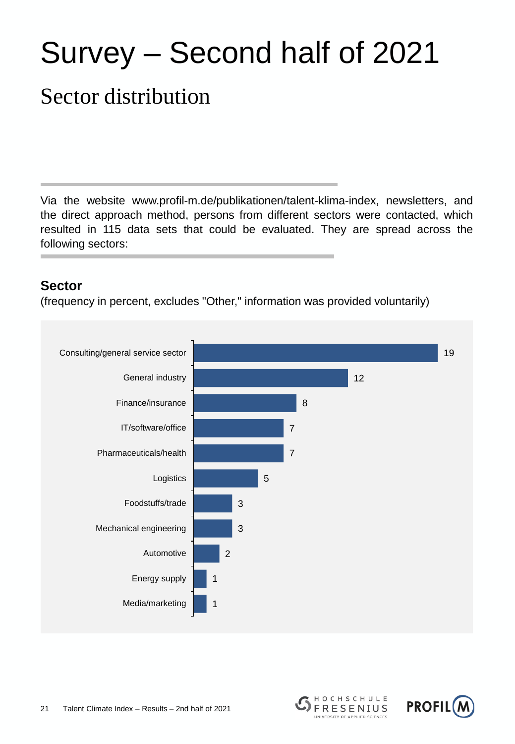# Survey – Second half of 2021

## Sector distribution

Via the website www.profil-m.de/publikationen/talent-klima-index, newsletters, and the direct approach method, persons from different sectors were contacted, which resulted in 115 data sets that could be evaluated. They are spread across the following sectors:

### Sector

(frequency in percent, excludes "Other," information was provided voluntarily)

| Sector | Percent |
|---|---|
| Consulting/general service sector | 19 |
| General industry | 12 |
| Finance/insurance | 8 |
| IT/software/office | 7 |
| Pharmaceuticals/health | 7 |
| Logistics | 5 |
| Foodstuffs/trade | 3 |
| Mechanical engineering | 3 |
| Automotive | 2 |
| Energy supply | 1 |
| Media/marketing | 1 |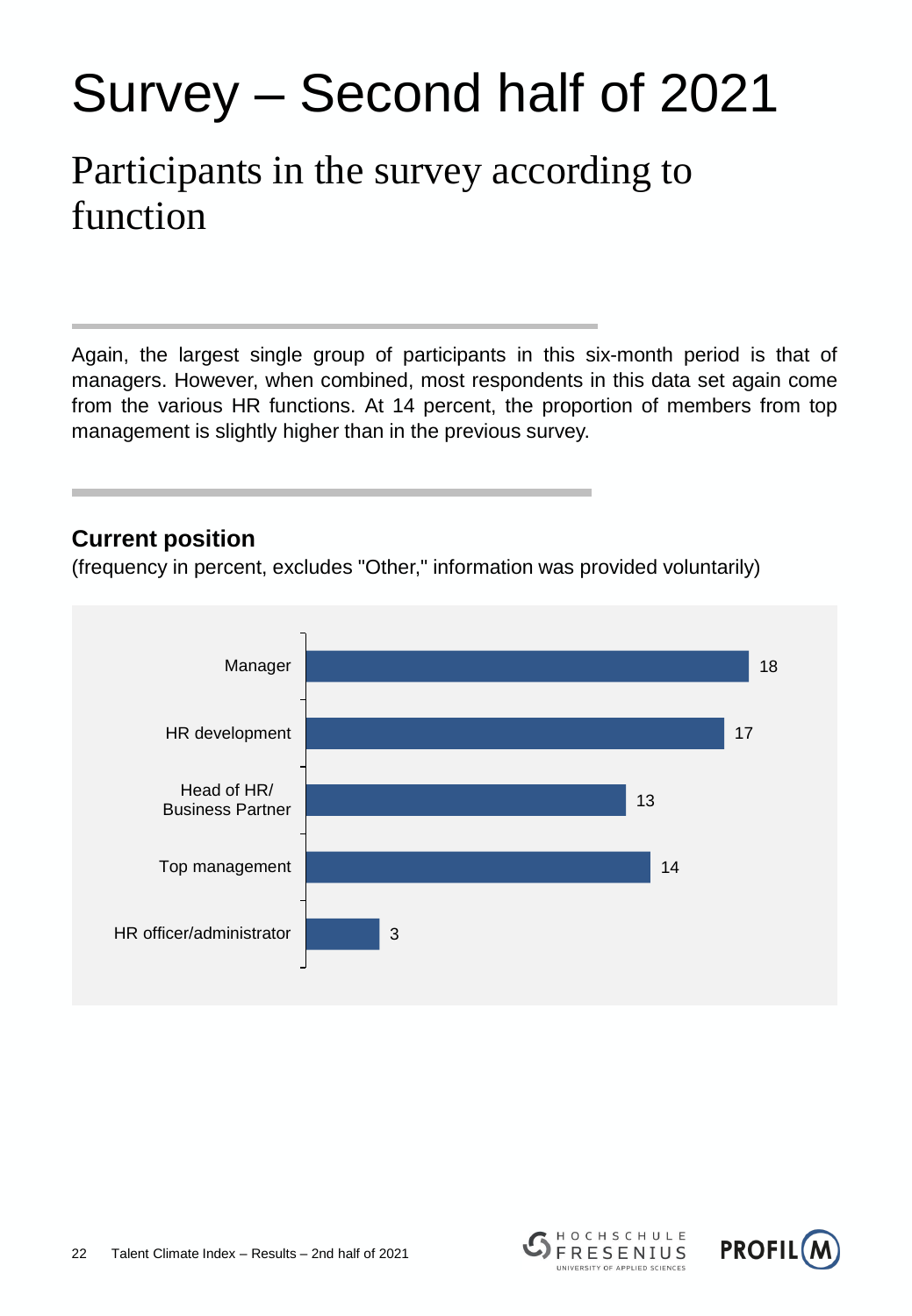# Survey – Second half of 2021

## Participants in the survey according to function

Again, the largest single group of participants in this six-month period is that of managers. However, when combined, most respondents in this data set again come from the various HR functions. At 14 percent, the proportion of members from top management is slightly higher than in the previous survey.

### Current position

(frequency in percent, excludes "Other," information was provided voluntarily)

| Position | Percent |
|---|---|
| Manager | 18 |
| HR development | 17 |
| Head of HR/ Business Partner | 13 |
| Top management | 14 |
| HR officer/administrator | 3 |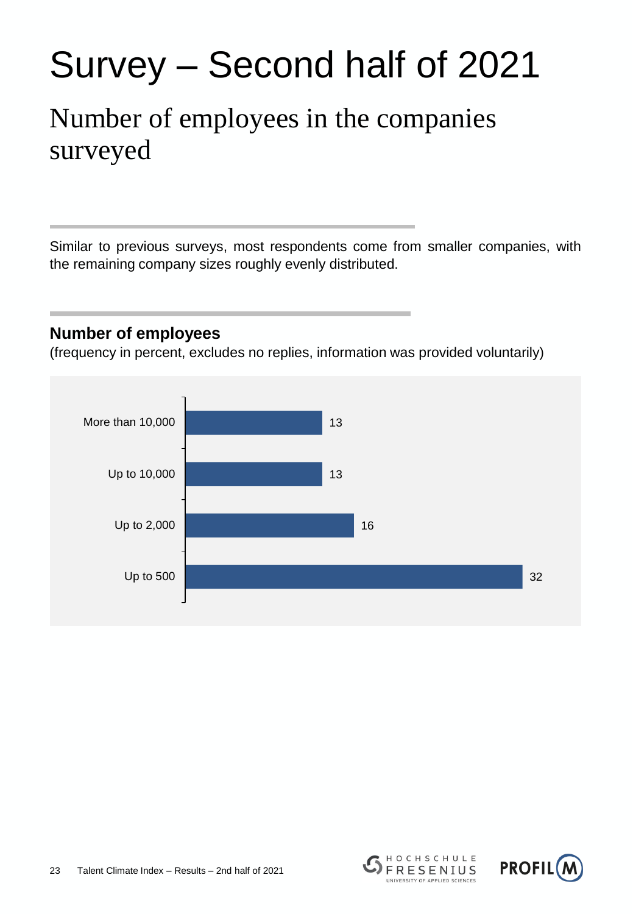# Survey – Second half of 2021

## Number of employees in the companies surveyed

Similar to previous surveys, most respondents come from smaller companies, with the remaining company sizes roughly evenly distributed.

### Number of employees

(frequency in percent, excludes no replies, information was provided voluntarily)

| Number of employees | Percent |
|---|---|
| More than 10,000 | 13 |
| Up to 10,000 | 13 |
| Up to 2,000 | 16 |
| Up to 500 | 32 |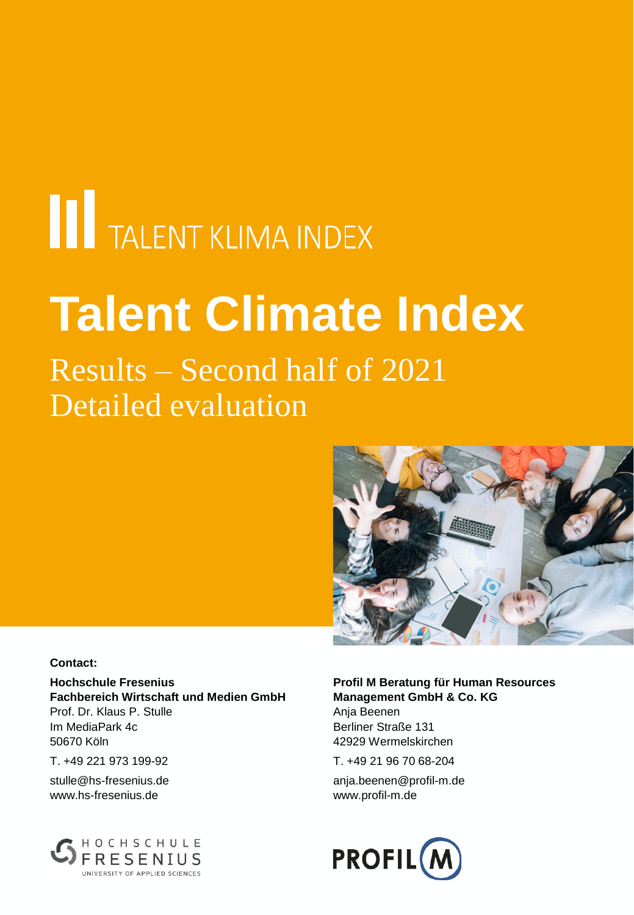TALENT KLIMA INDEX

# Talent Climate Index

## Results – Second half of 2021
## Detailed evaluation

**Contact:**

**Hochschule Fresenius**
**Fachbereich Wirtschaft und Medien GmbH**
Prof. Dr. Klaus P. Stulle
Im MediaPark 4c
50670 Köln

T. +49 221 973 199-92

stulle@hs-fresenius.de
www.hs-fresenius.de

**Profil M Beratung für Human Resources Management GmbH & Co. KG**
Anja Beenen
Berliner Straße 131
42929 Wermelskirchen

T. +49 21 96 70 68-204

anja.beenen@profil-m.de
www.profil-m.de

HOCHSCHULE FRESENIUS
UNIVERSITY OF APPLIED SCIENCES

PROFIL M